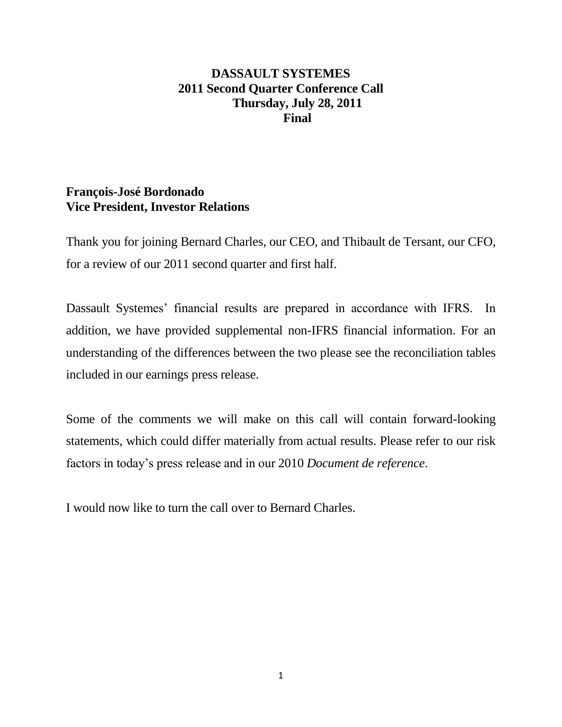# DASSAULT SYSTEMES
## 2011 Second Quarter Conference Call
### Thursday, July 28, 2011
### Final

**François-José Bordonado**
**Vice President, Investor Relations**

Thank you for joining Bernard Charles, our CEO, and Thibault de Tersant, our CFO, for a review of our 2011 second quarter and first half.

Dassault Systemes' financial results are prepared in accordance with IFRS. In addition, we have provided supplemental non-IFRS financial information. For an understanding of the differences between the two please see the reconciliation tables included in our earnings press release.

Some of the comments we will make on this call will contain forward-looking statements, which could differ materially from actual results. Please refer to our risk factors in today's press release and in our 2010 *Document de reference*.

I would now like to turn the call over to Bernard Charles.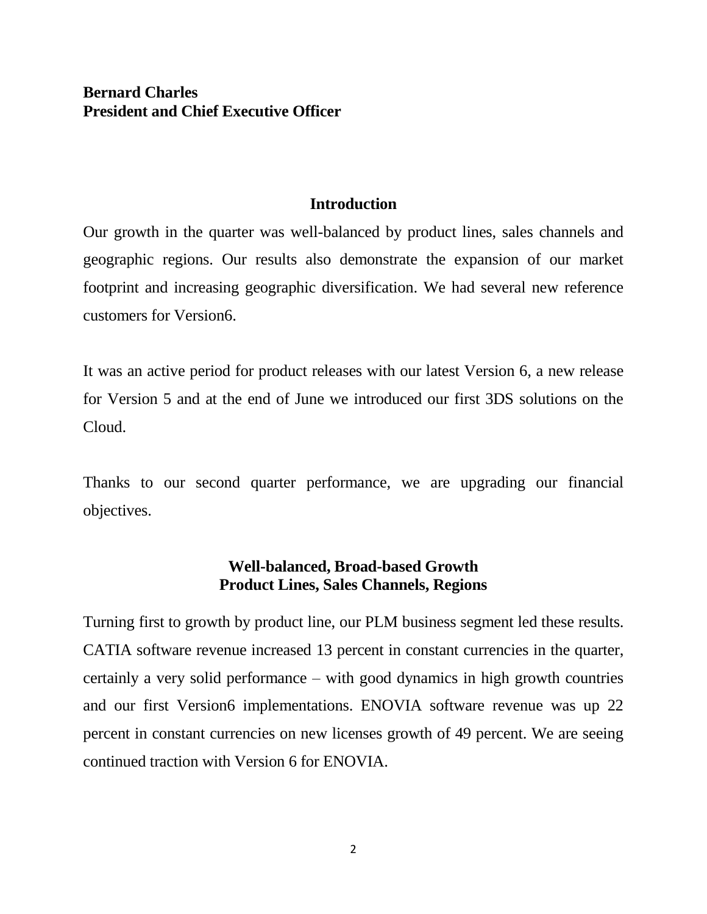**Bernard Charles**
**President and Chief Executive Officer**

## Introduction

Our growth in the quarter was well-balanced by product lines, sales channels and geographic regions. Our results also demonstrate the expansion of our market footprint and increasing geographic diversification. We had several new reference customers for Version6.

It was an active period for product releases with our latest Version 6, a new release for Version 5 and at the end of June we introduced our first 3DS solutions on the Cloud.

Thanks to our second quarter performance, we are upgrading our financial objectives.

## Well-balanced, Broad-based Growth Product Lines, Sales Channels, Regions

Turning first to growth by product line, our PLM business segment led these results. CATIA software revenue increased 13 percent in constant currencies in the quarter, certainly a very solid performance – with good dynamics in high growth countries and our first Version6 implementations. ENOVIA software revenue was up 22 percent in constant currencies on new licenses growth of 49 percent. We are seeing continued traction with Version 6 for ENOVIA.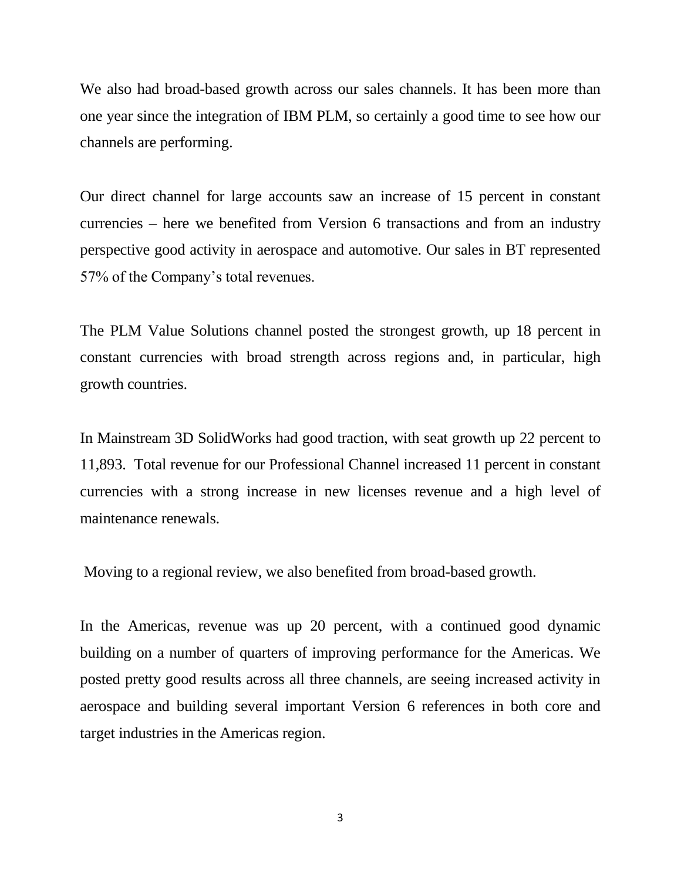We also had broad-based growth across our sales channels. It has been more than one year since the integration of IBM PLM, so certainly a good time to see how our channels are performing.

Our direct channel for large accounts saw an increase of 15 percent in constant currencies – here we benefited from Version 6 transactions and from an industry perspective good activity in aerospace and automotive. Our sales in BT represented 57% of the Company's total revenues.

The PLM Value Solutions channel posted the strongest growth, up 18 percent in constant currencies with broad strength across regions and, in particular, high growth countries.

In Mainstream 3D SolidWorks had good traction, with seat growth up 22 percent to 11,893. Total revenue for our Professional Channel increased 11 percent in constant currencies with a strong increase in new licenses revenue and a high level of maintenance renewals.

Moving to a regional review, we also benefited from broad-based growth.

In the Americas, revenue was up 20 percent, with a continued good dynamic building on a number of quarters of improving performance for the Americas. We posted pretty good results across all three channels, are seeing increased activity in aerospace and building several important Version 6 references in both core and target industries in the Americas region.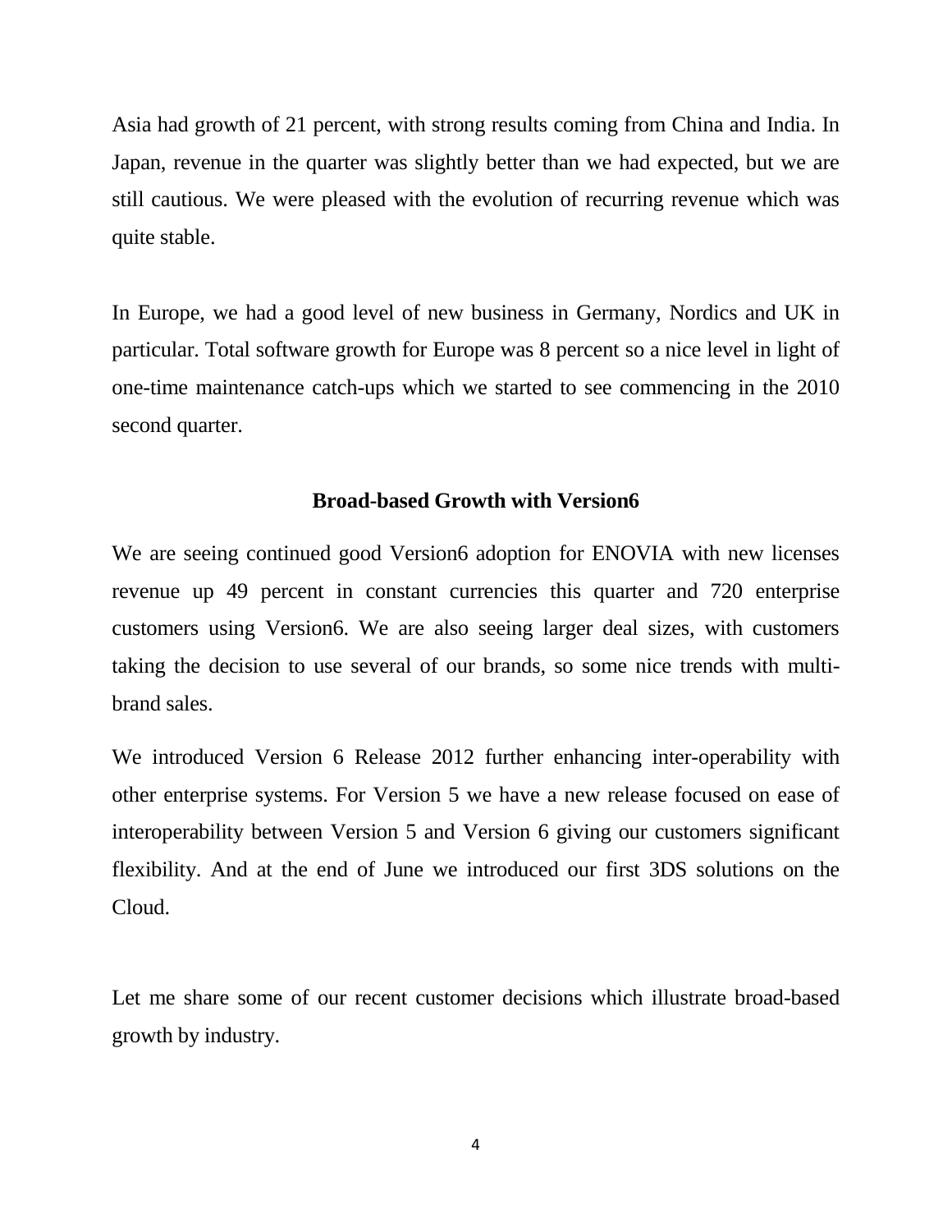Asia had growth of 21 percent, with strong results coming from China and India. In Japan, revenue in the quarter was slightly better than we had expected, but we are still cautious. We were pleased with the evolution of recurring revenue which was quite stable.

In Europe, we had a good level of new business in Germany, Nordics and UK in particular. Total software growth for Europe was 8 percent so a nice level in light of one-time maintenance catch-ups which we started to see commencing in the 2010 second quarter.

## Broad-based Growth with Version6

We are seeing continued good Version6 adoption for ENOVIA with new licenses revenue up 49 percent in constant currencies this quarter and 720 enterprise customers using Version6. We are also seeing larger deal sizes, with customers taking the decision to use several of our brands, so some nice trends with multi-brand sales.

We introduced Version 6 Release 2012 further enhancing inter-operability with other enterprise systems. For Version 5 we have a new release focused on ease of interoperability between Version 5 and Version 6 giving our customers significant flexibility. And at the end of June we introduced our first 3DS solutions on the Cloud.

Let me share some of our recent customer decisions which illustrate broad-based growth by industry.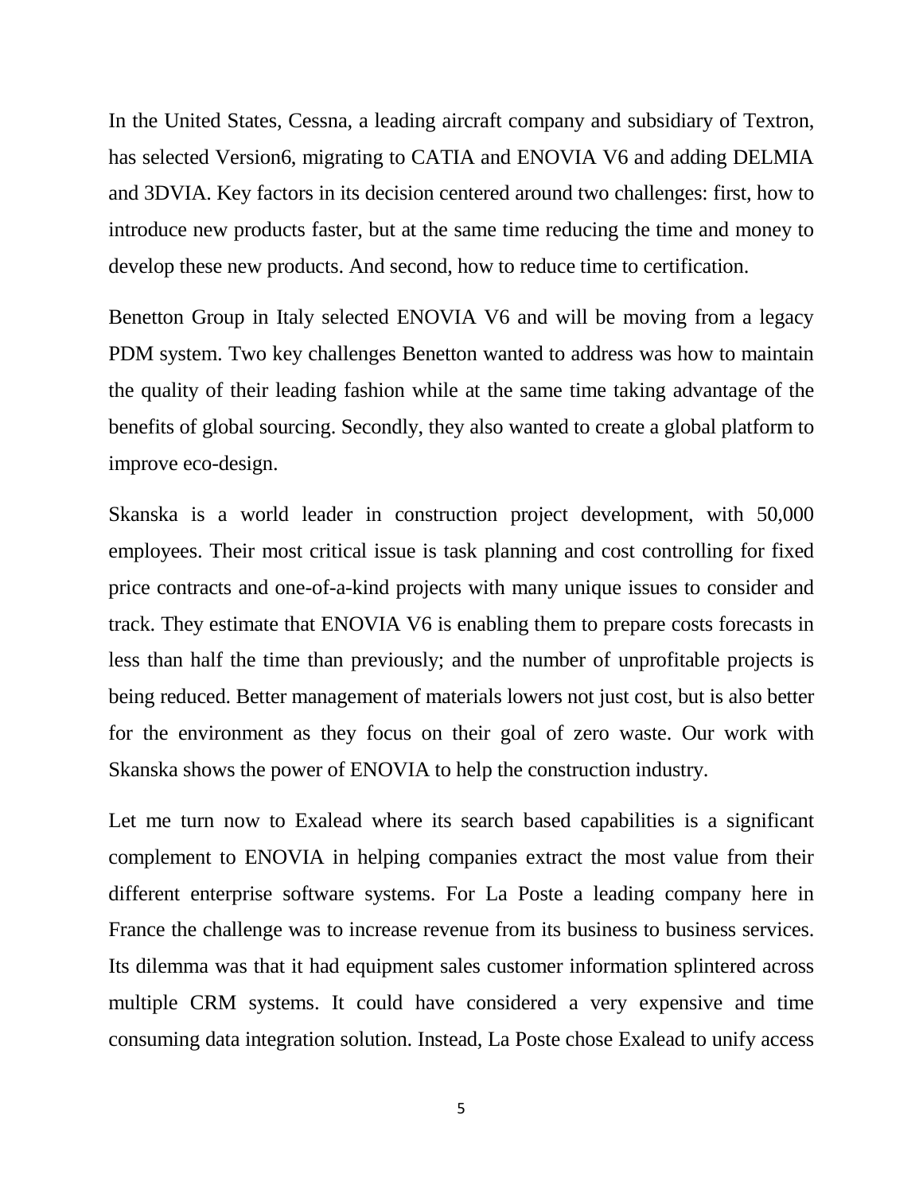In the United States, Cessna, a leading aircraft company and subsidiary of Textron, has selected Version6, migrating to CATIA and ENOVIA V6 and adding DELMIA and 3DVIA. Key factors in its decision centered around two challenges: first, how to introduce new products faster, but at the same time reducing the time and money to develop these new products. And second, how to reduce time to certification.

Benetton Group in Italy selected ENOVIA V6 and will be moving from a legacy PDM system. Two key challenges Benetton wanted to address was how to maintain the quality of their leading fashion while at the same time taking advantage of the benefits of global sourcing. Secondly, they also wanted to create a global platform to improve eco-design.

Skanska is a world leader in construction project development, with 50,000 employees. Their most critical issue is task planning and cost controlling for fixed price contracts and one-of-a-kind projects with many unique issues to consider and track. They estimate that ENOVIA V6 is enabling them to prepare costs forecasts in less than half the time than previously; and the number of unprofitable projects is being reduced. Better management of materials lowers not just cost, but is also better for the environment as they focus on their goal of zero waste. Our work with Skanska shows the power of ENOVIA to help the construction industry.

Let me turn now to Exalead where its search based capabilities is a significant complement to ENOVIA in helping companies extract the most value from their different enterprise software systems. For La Poste a leading company here in France the challenge was to increase revenue from its business to business services. Its dilemma was that it had equipment sales customer information splintered across multiple CRM systems. It could have considered a very expensive and time consuming data integration solution. Instead, La Poste chose Exalead to unify access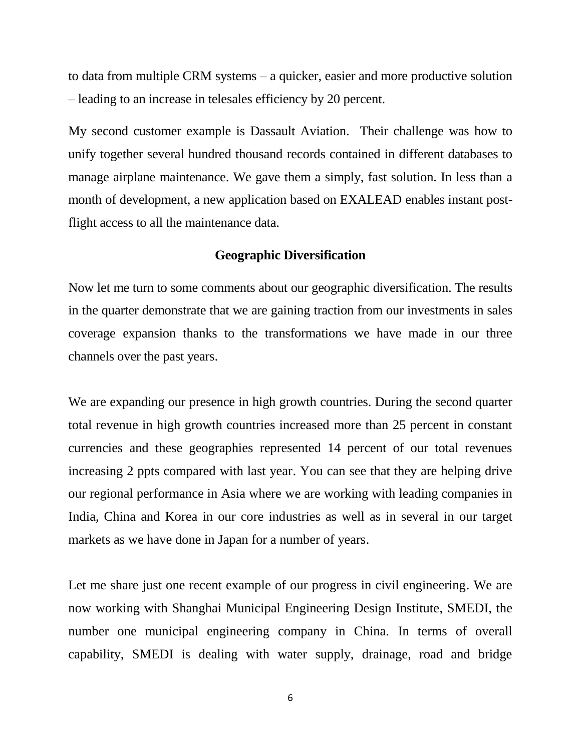to data from multiple CRM systems – a quicker, easier and more productive solution – leading to an increase in telesales efficiency by 20 percent.

My second customer example is Dassault Aviation. Their challenge was how to unify together several hundred thousand records contained in different databases to manage airplane maintenance. We gave them a simply, fast solution. In less than a month of development, a new application based on EXALEAD enables instant post-flight access to all the maintenance data.

**Geographic Diversification**

Now let me turn to some comments about our geographic diversification. The results in the quarter demonstrate that we are gaining traction from our investments in sales coverage expansion thanks to the transformations we have made in our three channels over the past years.

We are expanding our presence in high growth countries. During the second quarter total revenue in high growth countries increased more than 25 percent in constant currencies and these geographies represented 14 percent of our total revenues increasing 2 ppts compared with last year. You can see that they are helping drive our regional performance in Asia where we are working with leading companies in India, China and Korea in our core industries as well as in several in our target markets as we have done in Japan for a number of years.

Let me share just one recent example of our progress in civil engineering. We are now working with Shanghai Municipal Engineering Design Institute, SMEDI, the number one municipal engineering company in China. In terms of overall capability, SMEDI is dealing with water supply, drainage, road and bridge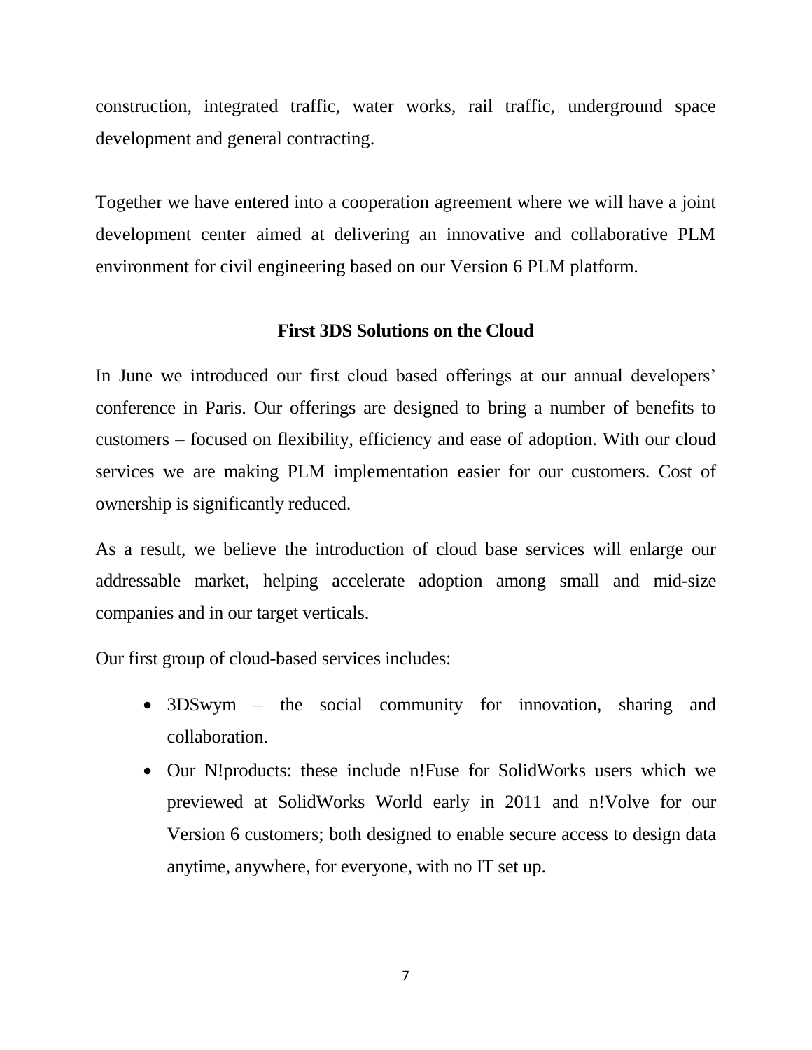construction, integrated traffic, water works, rail traffic, underground space development and general contracting.

Together we have entered into a cooperation agreement where we will have a joint development center aimed at delivering an innovative and collaborative PLM environment for civil engineering based on our Version 6 PLM platform.

## First 3DS Solutions on the Cloud

In June we introduced our first cloud based offerings at our annual developers' conference in Paris. Our offerings are designed to bring a number of benefits to customers – focused on flexibility, efficiency and ease of adoption. With our cloud services we are making PLM implementation easier for our customers. Cost of ownership is significantly reduced.

As a result, we believe the introduction of cloud base services will enlarge our addressable market, helping accelerate adoption among small and mid-size companies and in our target verticals.

Our first group of cloud-based services includes:

- 3DSwym – the social community for innovation, sharing and collaboration.
- Our N!products: these include n!Fuse for SolidWorks users which we previewed at SolidWorks World early in 2011 and n!Volve for our Version 6 customers; both designed to enable secure access to design data anytime, anywhere, for everyone, with no IT set up.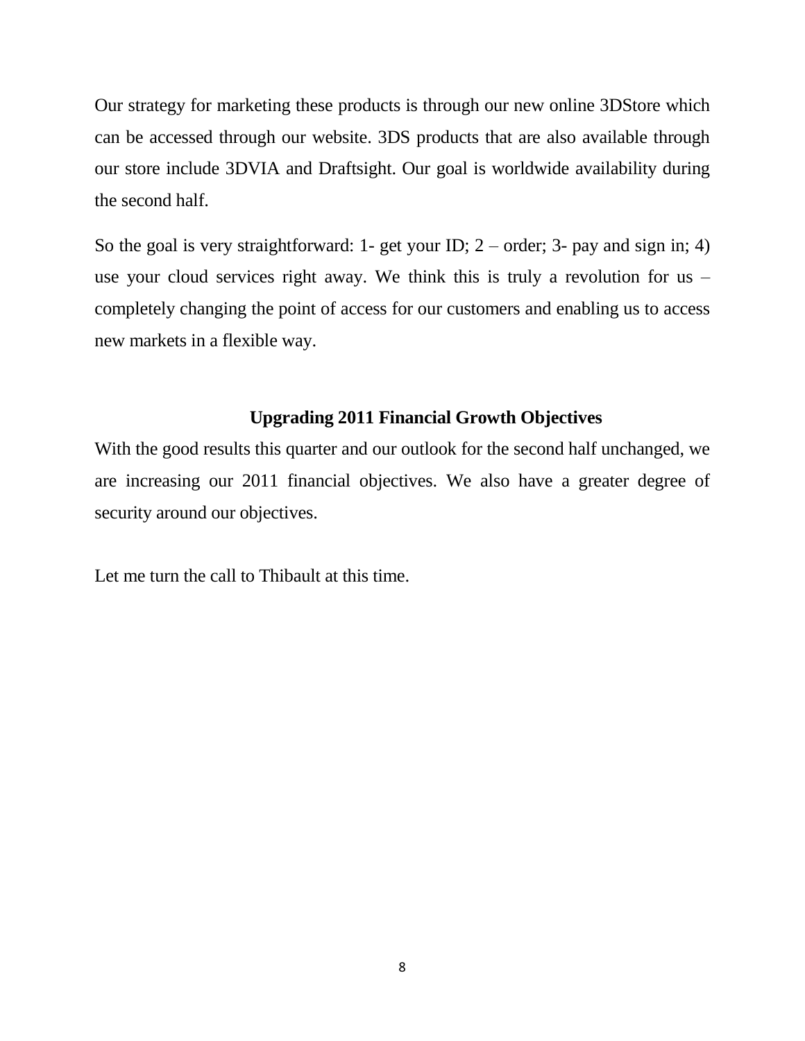Our strategy for marketing these products is through our new online 3DStore which can be accessed through our website. 3DS products that are also available through our store include 3DVIA and Draftsight. Our goal is worldwide availability during the second half.

So the goal is very straightforward: 1- get your ID; 2 – order; 3- pay and sign in; 4) use your cloud services right away. We think this is truly a revolution for us – completely changing the point of access for our customers and enabling us to access new markets in a flexible way.

## Upgrading 2011 Financial Growth Objectives

With the good results this quarter and our outlook for the second half unchanged, we are increasing our 2011 financial objectives. We also have a greater degree of security around our objectives.

Let me turn the call to Thibault at this time.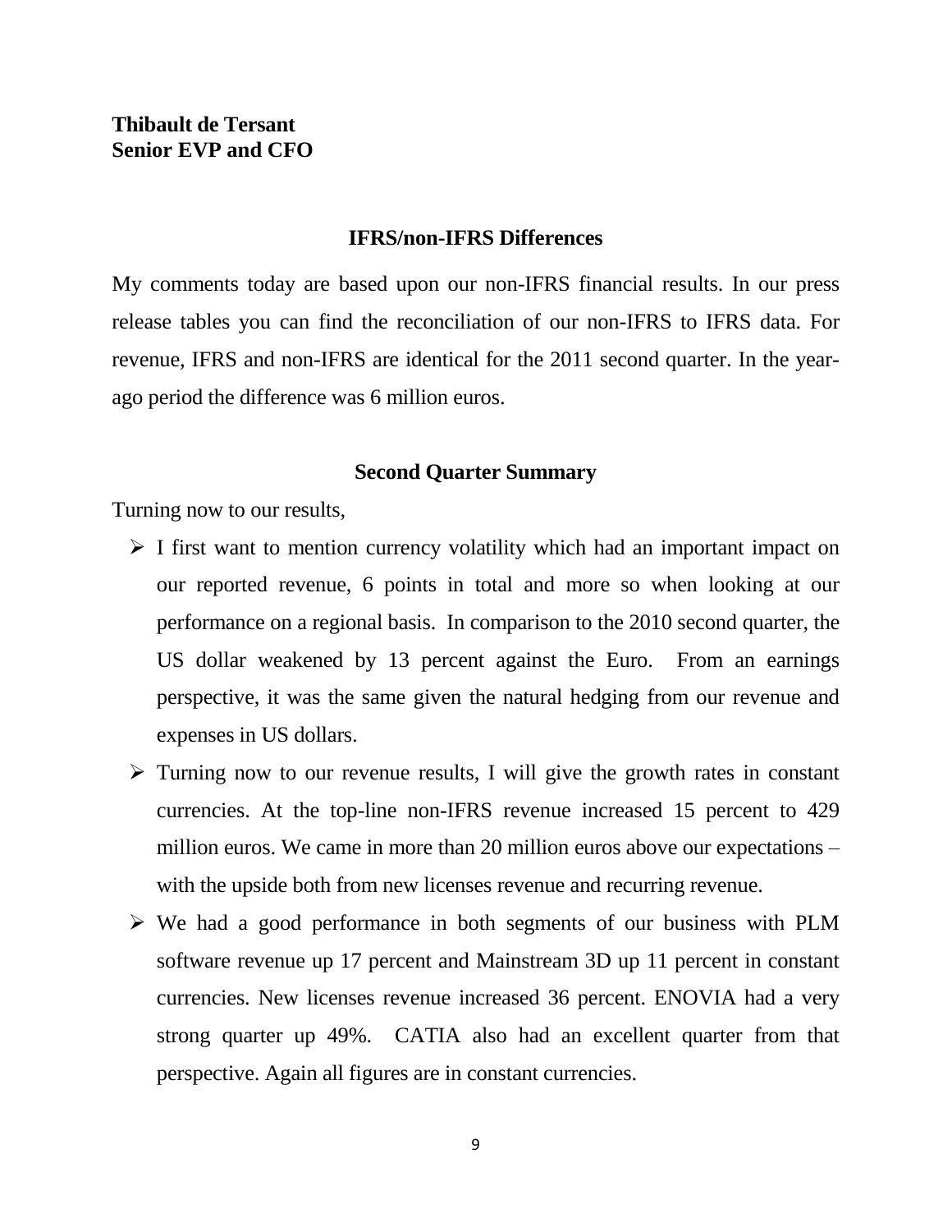**Thibault de Tersant**
**Senior EVP and CFO**

## IFRS/non-IFRS Differences

My comments today are based upon our non-IFRS financial results. In our press release tables you can find the reconciliation of our non-IFRS to IFRS data. For revenue, IFRS and non-IFRS are identical for the 2011 second quarter. In the year-ago period the difference was 6 million euros.

## Second Quarter Summary

Turning now to our results,

- I first want to mention currency volatility which had an important impact on our reported revenue, 6 points in total and more so when looking at our performance on a regional basis. In comparison to the 2010 second quarter, the US dollar weakened by 13 percent against the Euro. From an earnings perspective, it was the same given the natural hedging from our revenue and expenses in US dollars.
- Turning now to our revenue results, I will give the growth rates in constant currencies. At the top-line non-IFRS revenue increased 15 percent to 429 million euros. We came in more than 20 million euros above our expectations – with the upside both from new licenses revenue and recurring revenue.
- We had a good performance in both segments of our business with PLM software revenue up 17 percent and Mainstream 3D up 11 percent in constant currencies. New licenses revenue increased 36 percent. ENOVIA had a very strong quarter up 49%. CATIA also had an excellent quarter from that perspective. Again all figures are in constant currencies.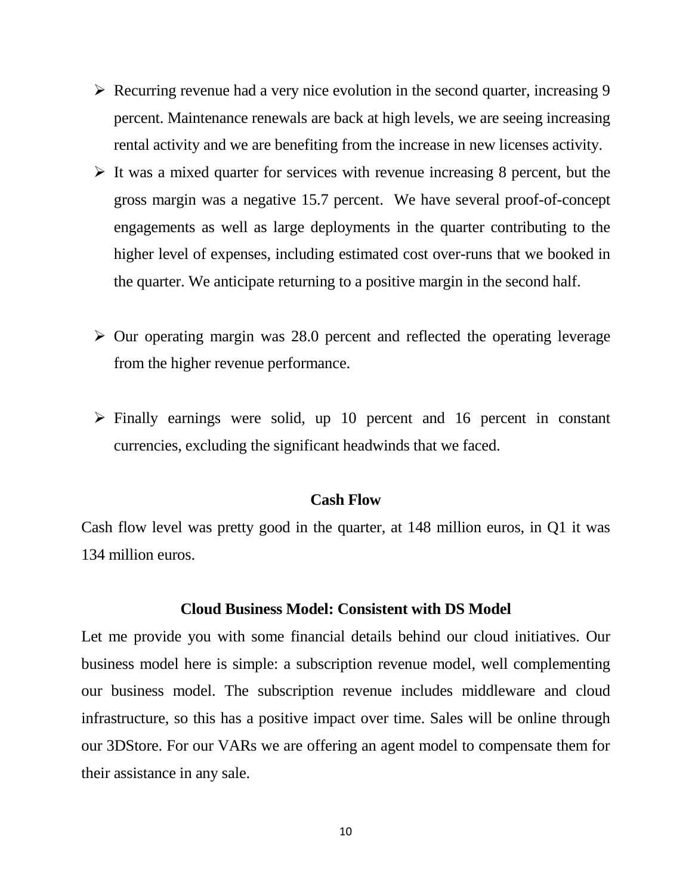- Recurring revenue had a very nice evolution in the second quarter, increasing 9 percent. Maintenance renewals are back at high levels, we are seeing increasing rental activity and we are benefiting from the increase in new licenses activity.
- It was a mixed quarter for services with revenue increasing 8 percent, but the gross margin was a negative 15.7 percent. We have several proof-of-concept engagements as well as large deployments in the quarter contributing to the higher level of expenses, including estimated cost over-runs that we booked in the quarter. We anticipate returning to a positive margin in the second half.
- Our operating margin was 28.0 percent and reflected the operating leverage from the higher revenue performance.
- Finally earnings were solid, up 10 percent and 16 percent in constant currencies, excluding the significant headwinds that we faced.

**Cash Flow**

Cash flow level was pretty good in the quarter, at 148 million euros, in Q1 it was 134 million euros.

**Cloud Business Model: Consistent with DS Model**

Let me provide you with some financial details behind our cloud initiatives. Our business model here is simple: a subscription revenue model, well complementing our business model. The subscription revenue includes middleware and cloud infrastructure, so this has a positive impact over time. Sales will be online through our 3DStore. For our VARs we are offering an agent model to compensate them for their assistance in any sale.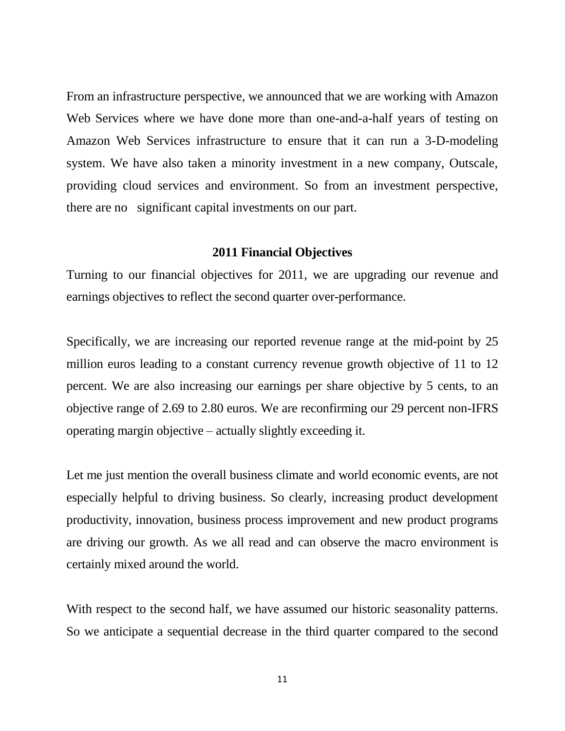From an infrastructure perspective, we announced that we are working with Amazon Web Services where we have done more than one-and-a-half years of testing on Amazon Web Services infrastructure to ensure that it can run a 3-D-modeling system. We have also taken a minority investment in a new company, Outscale, providing cloud services and environment. So from an investment perspective, there are no significant capital investments on our part.

## 2011 Financial Objectives

Turning to our financial objectives for 2011, we are upgrading our revenue and earnings objectives to reflect the second quarter over-performance.

Specifically, we are increasing our reported revenue range at the mid-point by 25 million euros leading to a constant currency revenue growth objective of 11 to 12 percent. We are also increasing our earnings per share objective by 5 cents, to an objective range of 2.69 to 2.80 euros. We are reconfirming our 29 percent non-IFRS operating margin objective – actually slightly exceeding it.

Let me just mention the overall business climate and world economic events, are not especially helpful to driving business. So clearly, increasing product development productivity, innovation, business process improvement and new product programs are driving our growth. As we all read and can observe the macro environment is certainly mixed around the world.

With respect to the second half, we have assumed our historic seasonality patterns. So we anticipate a sequential decrease in the third quarter compared to the second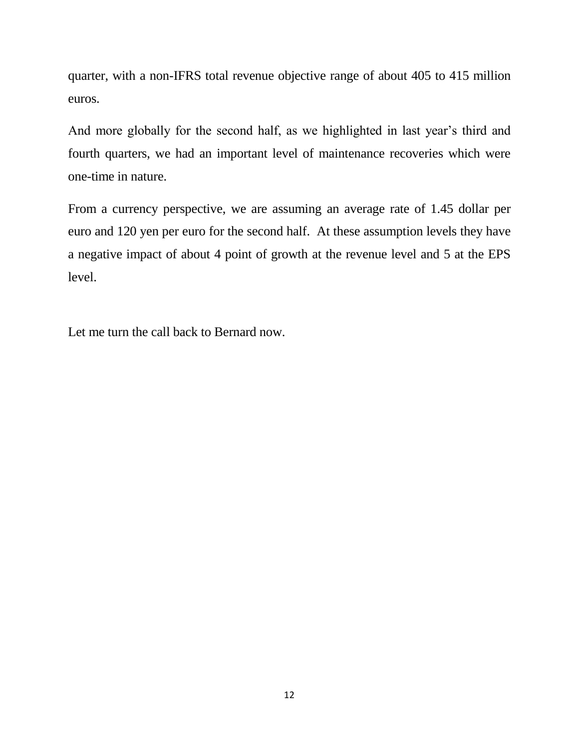quarter, with a non-IFRS total revenue objective range of about 405 to 415 million euros.

And more globally for the second half, as we highlighted in last year's third and fourth quarters, we had an important level of maintenance recoveries which were one-time in nature.

From a currency perspective, we are assuming an average rate of 1.45 dollar per euro and 120 yen per euro for the second half. At these assumption levels they have a negative impact of about 4 point of growth at the revenue level and 5 at the EPS level.

Let me turn the call back to Bernard now.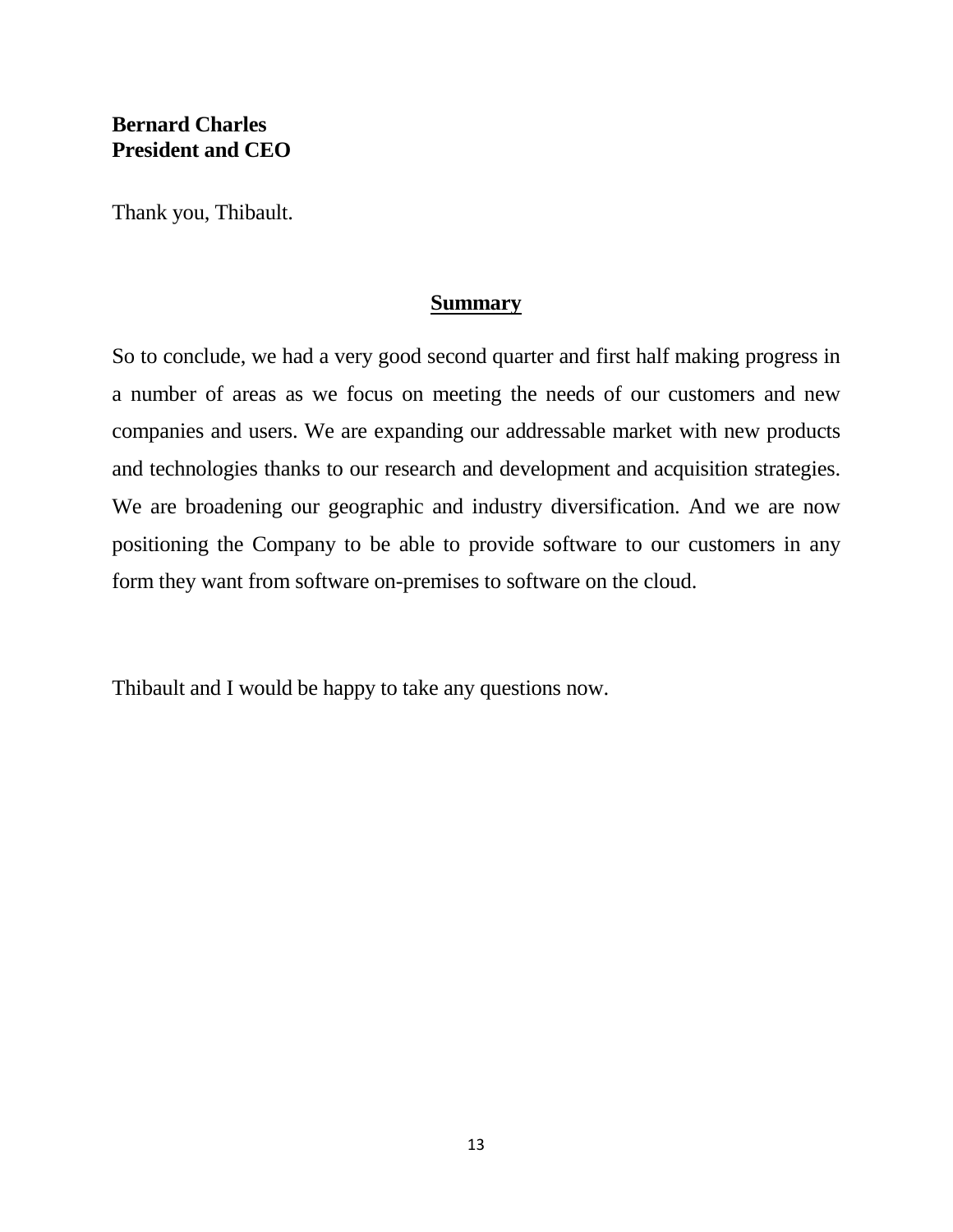**Bernard Charles**
**President and CEO**

Thank you, Thibault.

## Summary

So to conclude, we had a very good second quarter and first half making progress in a number of areas as we focus on meeting the needs of our customers and new companies and users. We are expanding our addressable market with new products and technologies thanks to our research and development and acquisition strategies. We are broadening our geographic and industry diversification. And we are now positioning the Company to be able to provide software to our customers in any form they want from software on-premises to software on the cloud.

Thibault and I would be happy to take any questions now.